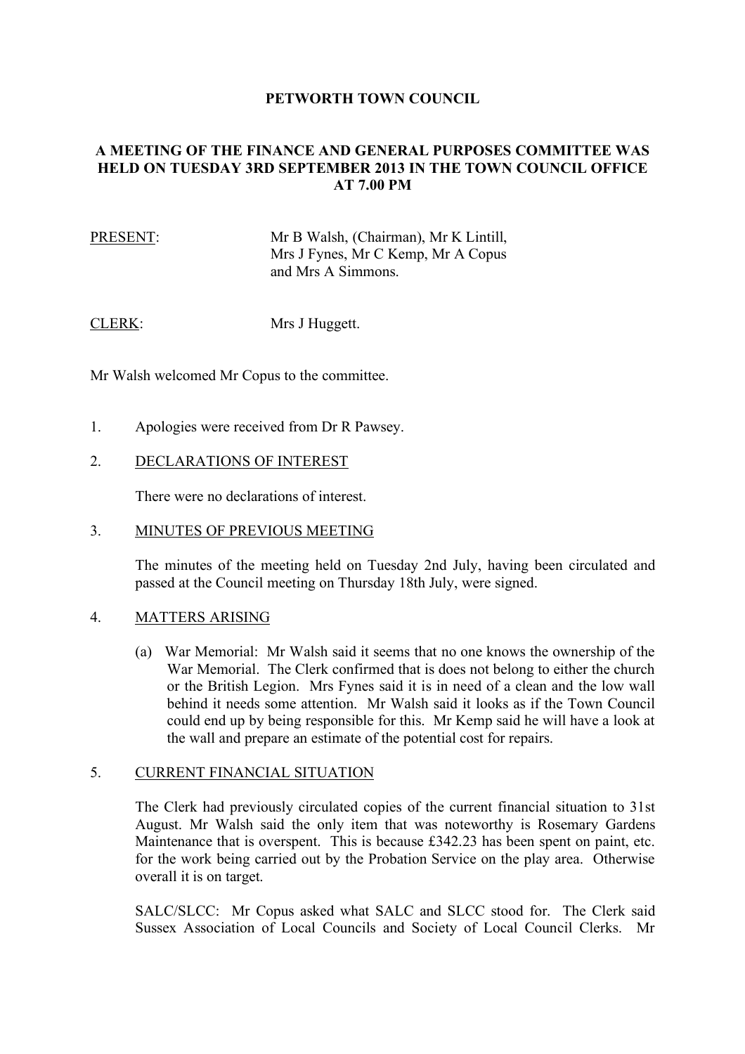# PETWORTH TOWN COUNCIL

## A MEETING OF THE FINANCE AND GENERAL PURPOSES COMMITTEE WAS HELD ON TUESDAY 3RD SEPTEMBER 2013 IN THE TOWN COUNCIL OFFICE AT 7.00 PM

PRESENT: Mr B Walsh, (Chairman), Mr K Lintill, Mrs J Fynes, Mr C Kemp, Mr A Copus and Mrs A Simmons.

CLERK: Mrs J Huggett.

Mr Walsh welcomed Mr Copus to the committee.

1. Apologies were received from Dr R Pawsey.

2. DECLARATIONS OF INTEREST

   There were no declarations of interest.

3. MINUTES OF PREVIOUS MEETING

   The minutes of the meeting held on Tuesday 2nd July, having been circulated and passed at the Council meeting on Thursday 18th July, were signed.

4. MATTERS ARISING

   (a) War Memorial: Mr Walsh said it seems that no one knows the ownership of the War Memorial. The Clerk confirmed that is does not belong to either the church or the British Legion. Mrs Fynes said it is in need of a clean and the low wall behind it needs some attention. Mr Walsh said it looks as if the Town Council could end up by being responsible for this. Mr Kemp said he will have a look at the wall and prepare an estimate of the potential cost for repairs.

5. CURRENT FINANCIAL SITUATION

   The Clerk had previously circulated copies of the current financial situation to 31st August. Mr Walsh said the only item that was noteworthy is Rosemary Gardens Maintenance that is overspent. This is because £342.23 has been spent on paint, etc. for the work being carried out by the Probation Service on the play area. Otherwise overall it is on target.

   SALC/SLCC: Mr Copus asked what SALC and SLCC stood for. The Clerk said Sussex Association of Local Councils and Society of Local Council Clerks. Mr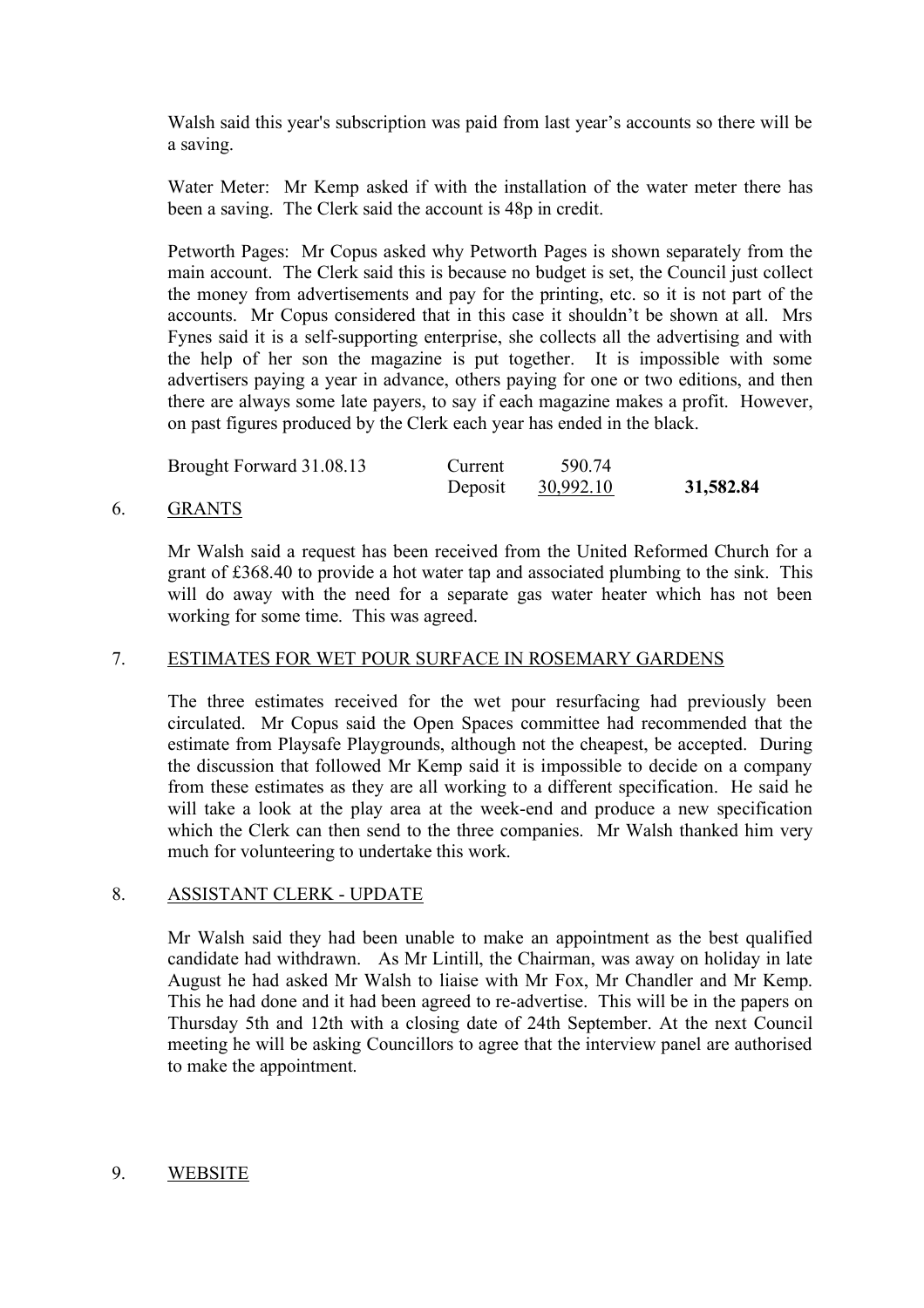Walsh said this year's subscription was paid from last year's accounts so there will be a saving.

Water Meter: Mr Kemp asked if with the installation of the water meter there has been a saving. The Clerk said the account is 48p in credit.

Petworth Pages: Mr Copus asked why Petworth Pages is shown separately from the main account. The Clerk said this is because no budget is set, the Council just collect the money from advertisements and pay for the printing, etc. so it is not part of the accounts. Mr Copus considered that in this case it shouldn't be shown at all. Mrs Fynes said it is a self-supporting enterprise, she collects all the advertising and with the help of her son the magazine is put together. It is impossible with some advertisers paying a year in advance, others paying for one or two editions, and then there are always some late payers, to say if each magazine makes a profit. However, on past figures produced by the Clerk each year has ended in the black.

| | | | |
|---|---|---|---|
| Brought Forward 31.08.13 | Current | 590.74 | |
| | Deposit | 30,992.10 | **31,582.84** |

## 6. GRANTS

Mr Walsh said a request has been received from the United Reformed Church for a grant of £368.40 to provide a hot water tap and associated plumbing to the sink. This will do away with the need for a separate gas water heater which has not been working for some time. This was agreed.

## 7. ESTIMATES FOR WET POUR SURFACE IN ROSEMARY GARDENS

The three estimates received for the wet pour resurfacing had previously been circulated. Mr Copus said the Open Spaces committee had recommended that the estimate from Playsafe Playgrounds, although not the cheapest, be accepted. During the discussion that followed Mr Kemp said it is impossible to decide on a company from these estimates as they are all working to a different specification. He said he will take a look at the play area at the week-end and produce a new specification which the Clerk can then send to the three companies. Mr Walsh thanked him very much for volunteering to undertake this work.

## 8. ASSISTANT CLERK - UPDATE

Mr Walsh said they had been unable to make an appointment as the best qualified candidate had withdrawn. As Mr Lintill, the Chairman, was away on holiday in late August he had asked Mr Walsh to liaise with Mr Fox, Mr Chandler and Mr Kemp. This he had done and it had been agreed to re-advertise. This will be in the papers on Thursday 5th and 12th with a closing date of 24th September. At the next Council meeting he will be asking Councillors to agree that the interview panel are authorised to make the appointment.

## 9. WEBSITE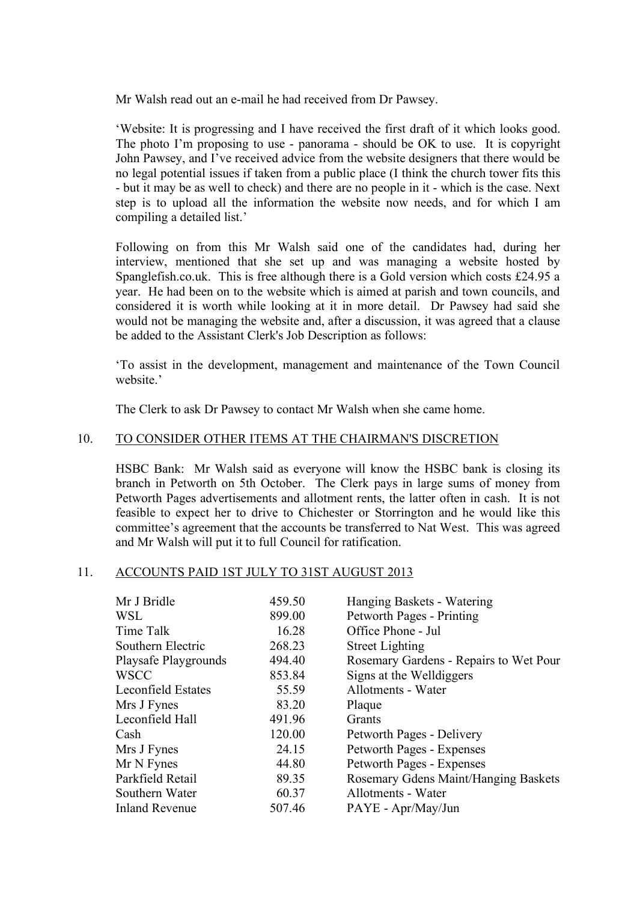Mr Walsh read out an e-mail he had received from Dr Pawsey.

'Website: It is progressing and I have received the first draft of it which looks good. The photo I'm proposing to use - panorama - should be OK to use. It is copyright John Pawsey, and I've received advice from the website designers that there would be no legal potential issues if taken from a public place (I think the church tower fits this - but it may be as well to check) and there are no people in it - which is the case. Next step is to upload all the information the website now needs, and for which I am compiling a detailed list.'

Following on from this Mr Walsh said one of the candidates had, during her interview, mentioned that she set up and was managing a website hosted by Spanglefish.co.uk. This is free although there is a Gold version which costs £24.95 a year. He had been on to the website which is aimed at parish and town councils, and considered it is worth while looking at it in more detail. Dr Pawsey had said she would not be managing the website and, after a discussion, it was agreed that a clause be added to the Assistant Clerk's Job Description as follows:

'To assist in the development, management and maintenance of the Town Council website.'

The Clerk to ask Dr Pawsey to contact Mr Walsh when she came home.

## 10. TO CONSIDER OTHER ITEMS AT THE CHAIRMAN'S DISCRETION

HSBC Bank: Mr Walsh said as everyone will know the HSBC bank is closing its branch in Petworth on 5th October. The Clerk pays in large sums of money from Petworth Pages advertisements and allotment rents, the latter often in cash. It is not feasible to expect her to drive to Chichester or Storrington and he would like this committee's agreement that the accounts be transferred to Nat West. This was agreed and Mr Walsh will put it to full Council for ratification.

## 11. ACCOUNTS PAID 1ST JULY TO 31ST AUGUST 2013

| | | |
|---|---|---|
| Mr J Bridle | 459.50 | Hanging Baskets - Watering |
| WSL | 899.00 | Petworth Pages - Printing |
| Time Talk | 16.28 | Office Phone - Jul |
| Southern Electric | 268.23 | Street Lighting |
| Playsafe Playgrounds | 494.40 | Rosemary Gardens - Repairs to Wet Pour |
| WSCC | 853.84 | Signs at the Welldiggers |
| Leconfield Estates | 55.59 | Allotments - Water |
| Mrs J Fynes | 83.20 | Plaque |
| Leconfield Hall | 491.96 | Grants |
| Cash | 120.00 | Petworth Pages - Delivery |
| Mrs J Fynes | 24.15 | Petworth Pages - Expenses |
| Mr N Fynes | 44.80 | Petworth Pages - Expenses |
| Parkfield Retail | 89.35 | Rosemary Gdens Maint/Hanging Baskets |
| Southern Water | 60.37 | Allotments - Water |
| Inland Revenue | 507.46 | PAYE - Apr/May/Jun |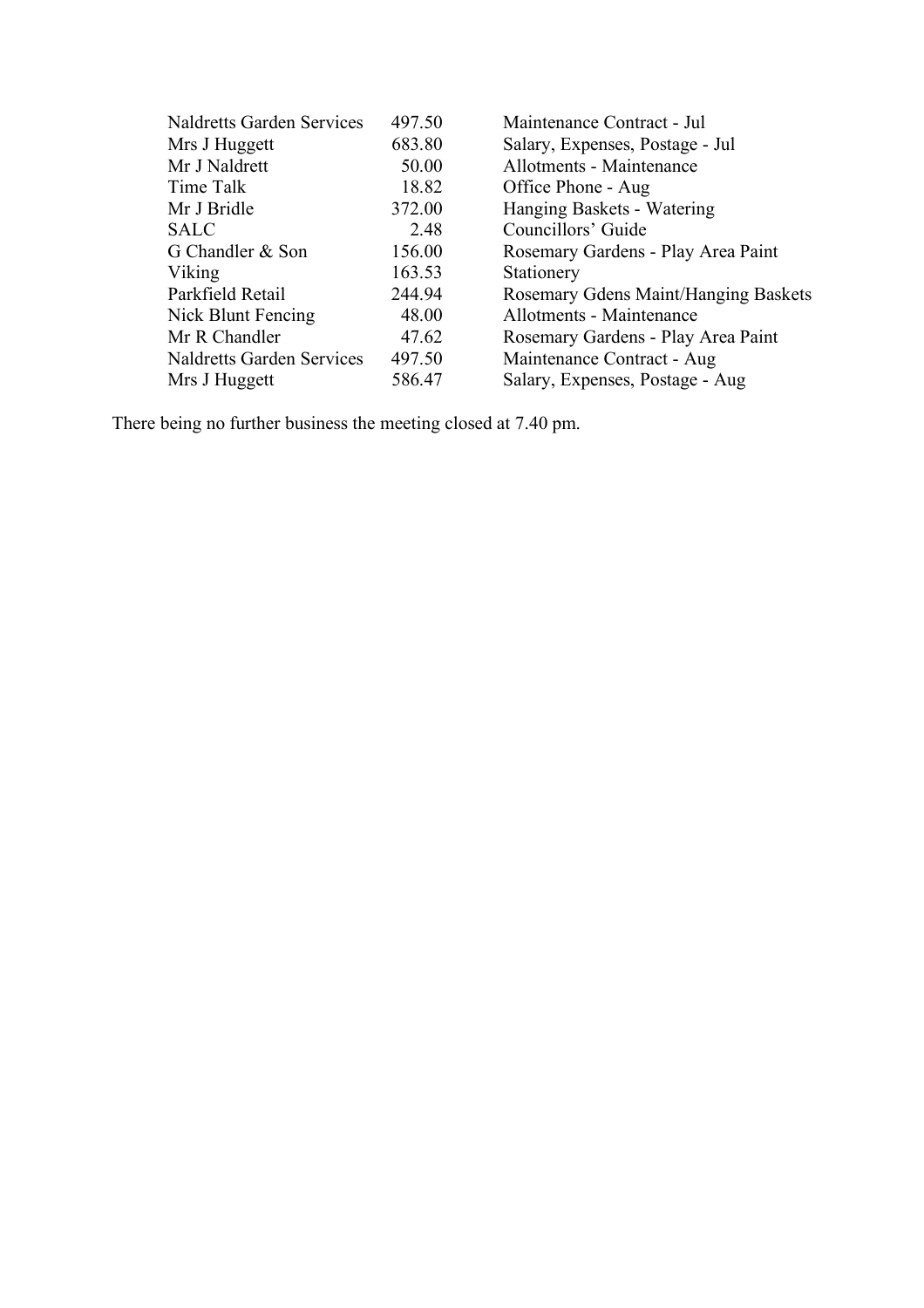| | | |
|---|---|---|
| Naldretts Garden Services | 497.50 | Maintenance Contract - Jul |
| Mrs J Huggett | 683.80 | Salary, Expenses, Postage - Jul |
| Mr J Naldrett | 50.00 | Allotments - Maintenance |
| Time Talk | 18.82 | Office Phone - Aug |
| Mr J Bridle | 372.00 | Hanging Baskets - Watering |
| SALC | 2.48 | Councillors' Guide |
| G Chandler & Son | 156.00 | Rosemary Gardens - Play Area Paint |
| Viking | 163.53 | Stationery |
| Parkfield Retail | 244.94 | Rosemary Gdens Maint/Hanging Baskets |
| Nick Blunt Fencing | 48.00 | Allotments - Maintenance |
| Mr R Chandler | 47.62 | Rosemary Gardens - Play Area Paint |
| Naldretts Garden Services | 497.50 | Maintenance Contract - Aug |
| Mrs J Huggett | 586.47 | Salary, Expenses, Postage - Aug |

There being no further business the meeting closed at 7.40 pm.